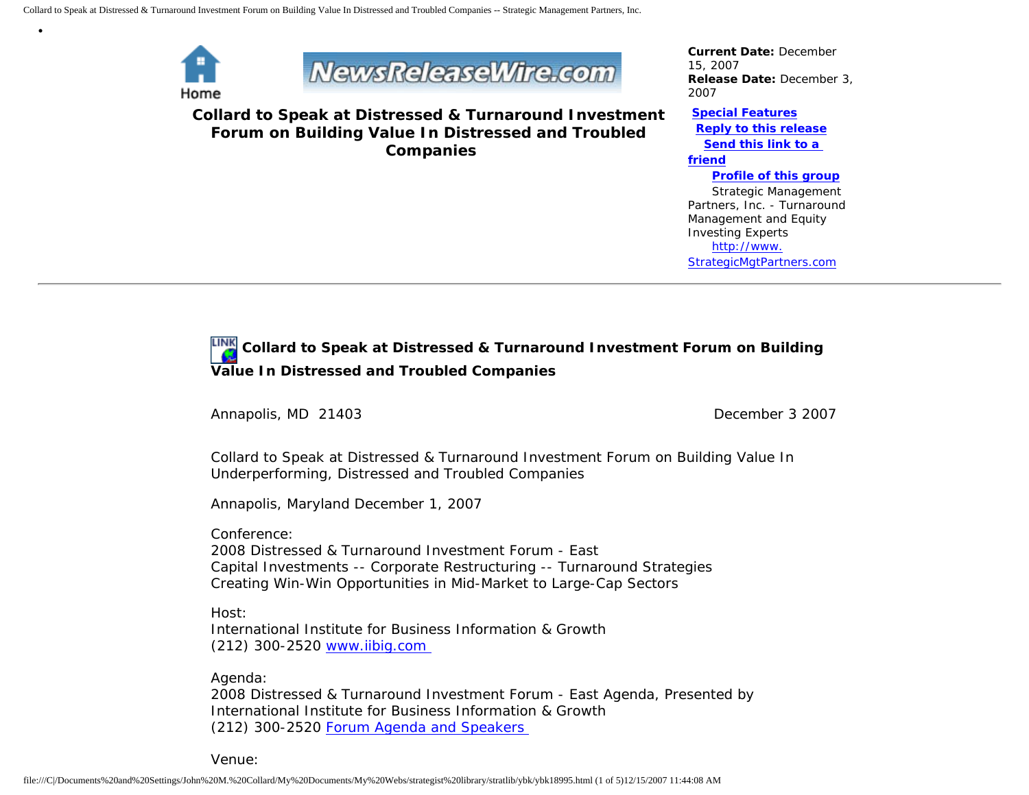Home

NewsReleaseWire.com

**Current Date:** December 15, 2007
**Release Date:** December 3, 2007

**Special Features**
**Reply to this release**
**Send this link to a friend**
**Profile of this group**
Strategic Management Partners, Inc. - Turnaround Management and Equity Investing Experts
http://www.StrategicMgtPartners.com

# Collard to Speak at Distressed & Turnaround Investment Forum on Building Value In Distressed and Troubled Companies

---

## Collard to Speak at Distressed & Turnaround Investment Forum on Building Value In Distressed and Troubled Companies

Annapolis, MD 21403 — December 3 2007

Collard to Speak at Distressed & Turnaround Investment Forum on Building Value In Underperforming, Distressed and Troubled Companies

Annapolis, Maryland December 1, 2007

Conference:
2008 Distressed & Turnaround Investment Forum - East
Capital Investments -- Corporate Restructuring -- Turnaround Strategies
Creating Win-Win Opportunities in Mid-Market to Large-Cap Sectors

Host:
International Institute for Business Information & Growth
(212) 300-2520 www.iibig.com

Agenda:
2008 Distressed & Turnaround Investment Forum - East Agenda, Presented by International Institute for Business Information & Growth
(212) 300-2520 Forum Agenda and Speakers

Venue: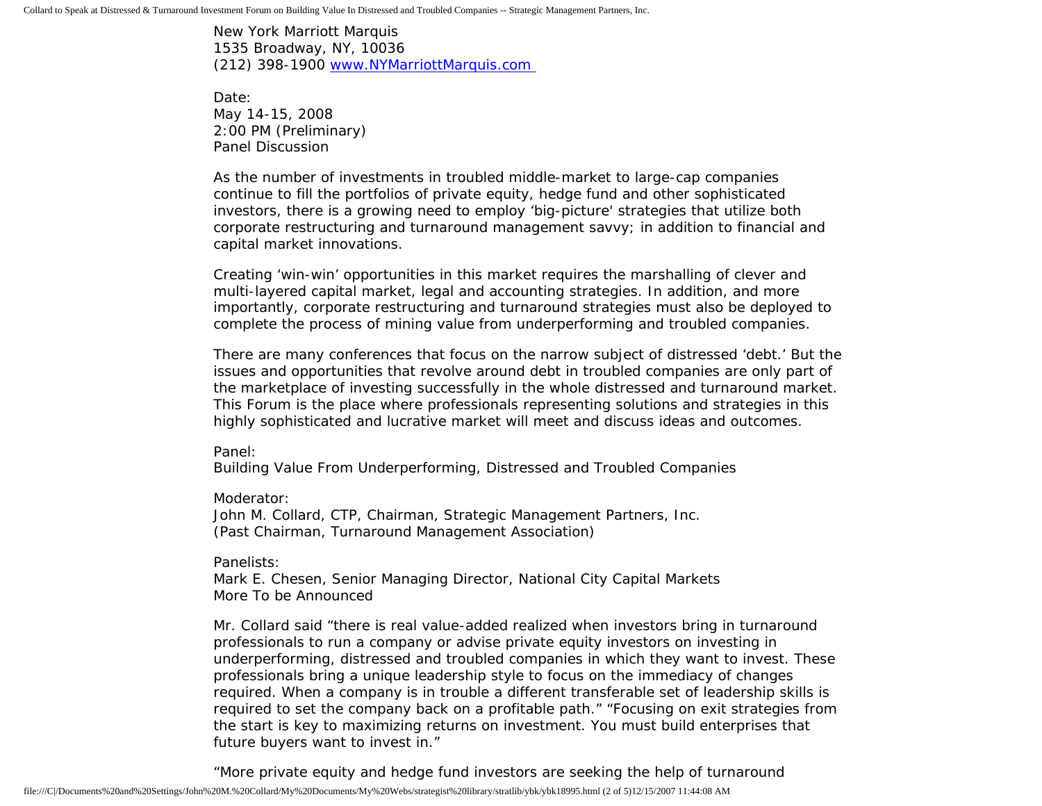New York Marriott Marquis
1535 Broadway, NY, 10036
(212) 398-1900 [www.NYMarriottMarquis.com](http://www.NYMarriottMarquis.com)

Date:
May 14-15, 2008
2:00 PM (Preliminary)
Panel Discussion

As the number of investments in troubled middle-market to large-cap companies continue to fill the portfolios of private equity, hedge fund and other sophisticated investors, there is a growing need to employ 'big-picture' strategies that utilize both corporate restructuring and turnaround management savvy; in addition to financial and capital market innovations.

Creating 'win-win' opportunities in this market requires the marshalling of clever and multi-layered capital market, legal and accounting strategies. In addition, and more importantly, corporate restructuring and turnaround strategies must also be deployed to complete the process of mining value from underperforming and troubled companies.

There are many conferences that focus on the narrow subject of distressed 'debt.' But the issues and opportunities that revolve around debt in troubled companies are only part of the marketplace of investing successfully in the whole distressed and turnaround market. This Forum is the place where professionals representing solutions and strategies in this highly sophisticated and lucrative market will meet and discuss ideas and outcomes.

Panel:
Building Value From Underperforming, Distressed and Troubled Companies

Moderator:
John M. Collard, CTP, Chairman, Strategic Management Partners, Inc.
(Past Chairman, Turnaround Management Association)

Panelists:
Mark E. Chesen, Senior Managing Director, National City Capital Markets
More To be Announced

Mr. Collard said "there is real value-added realized when investors bring in turnaround professionals to run a company or advise private equity investors on investing in underperforming, distressed and troubled companies in which they want to invest. These professionals bring a unique leadership style to focus on the immediacy of changes required. When a company is in trouble a different transferable set of leadership skills is required to set the company back on a profitable path." "Focusing on exit strategies from the start is key to maximizing returns on investment. You must build enterprises that future buyers want to invest in."

"More private equity and hedge fund investors are seeking the help of turnaround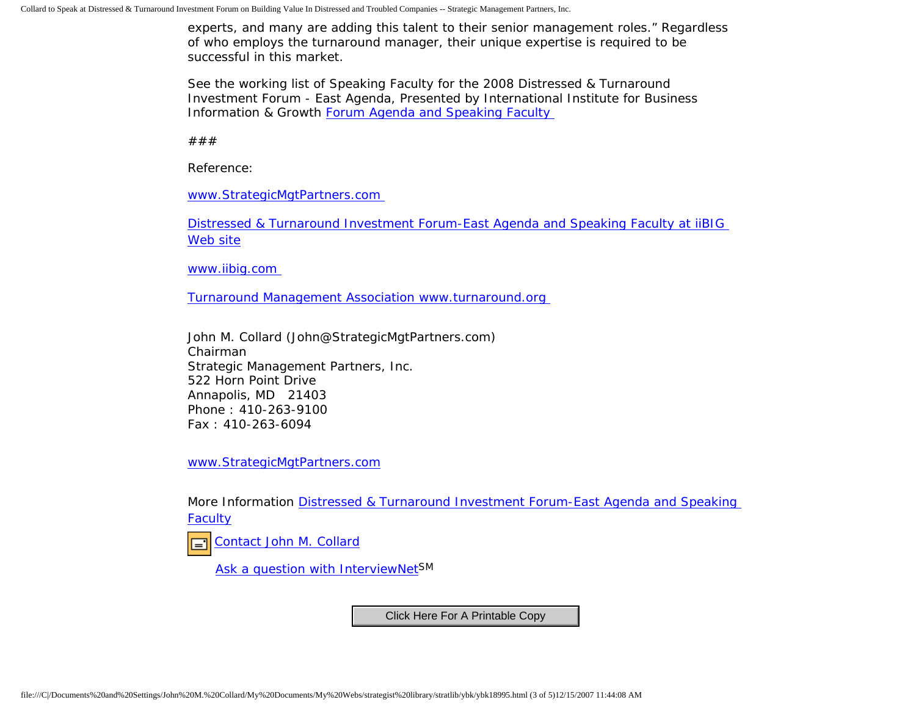experts, and many are adding this talent to their senior management roles." Regardless of who employs the turnaround manager, their unique expertise is required to be successful in this market.

See the working list of Speaking Faculty for the 2008 Distressed & Turnaround Investment Forum - East Agenda, Presented by International Institute for Business Information & Growth [Forum Agenda and Speaking Faculty]

###

Reference:

[www.StrategicMgtPartners.com]

[Distressed & Turnaround Investment Forum-East Agenda and Speaking Faculty at iiBIG Web site]

[www.iibig.com]

[Turnaround Management Association www.turnaround.org]

John M. Collard (John@StrategicMgtPartners.com)
Chairman
Strategic Management Partners, Inc.
522 Horn Point Drive
Annapolis, MD 21403
Phone : 410-263-9100
Fax : 410-263-6094

[www.StrategicMgtPartners.com]

More Information [Distressed & Turnaround Investment Forum-East Agenda and Speaking Faculty]

[Contact John M. Collard]

[Ask a question with InterviewNet] SM

Click Here For A Printable Copy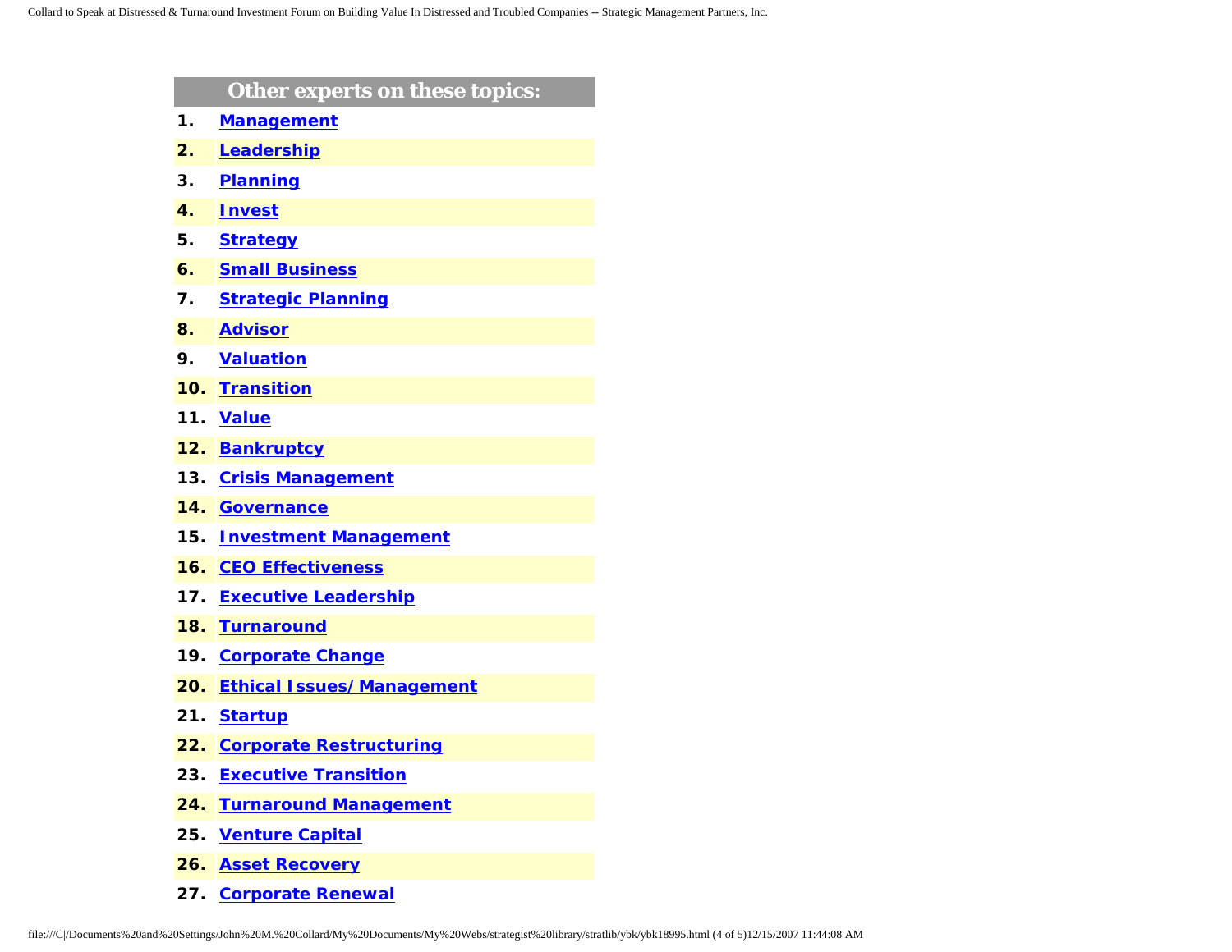## Other experts on these topics:

1. **Management**
2. **Leadership**
3. **Planning**
4. **Invest**
5. **Strategy**
6. **Small Business**
7. **Strategic Planning**
8. **Advisor**
9. **Valuation**
10. **Transition**
11. **Value**
12. **Bankruptcy**
13. **Crisis Management**
14. **Governance**
15. **Investment Management**
16. **CEO Effectiveness**
17. **Executive Leadership**
18. **Turnaround**
19. **Corporate Change**
20. **Ethical Issues/ Management**
21. **Startup**
22. **Corporate Restructuring**
23. **Executive Transition**
24. **Turnaround Management**
25. **Venture Capital**
26. **Asset Recovery**
27. **Corporate Renewal**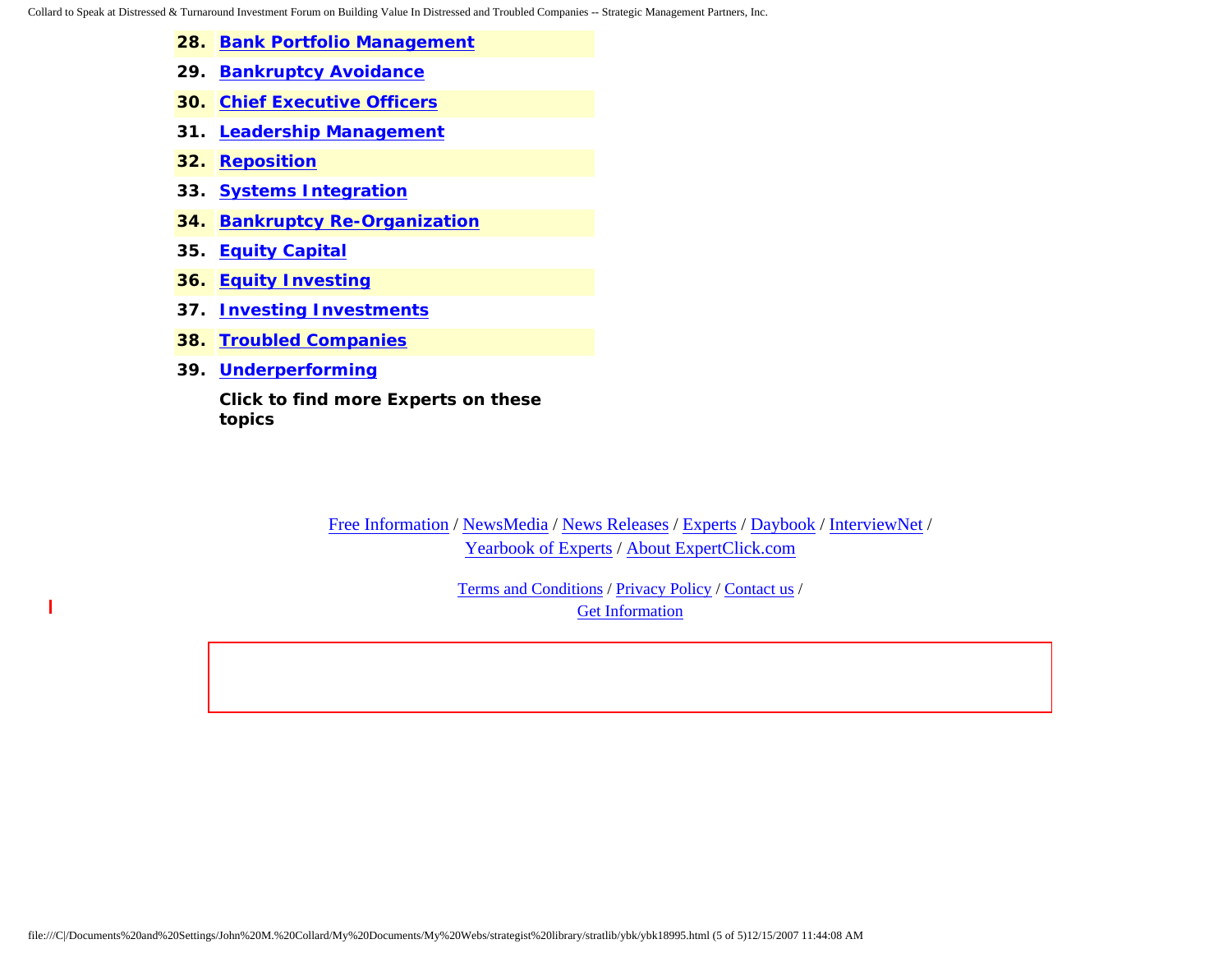28. **Bank Portfolio Management**
29. **Bankruptcy Avoidance**
30. **Chief Executive Officers**
31. **Leadership Management**
32. **Reposition**
33. **Systems Integration**
34. **Bankruptcy Re-Organization**
35. **Equity Capital**
36. **Equity Investing**
37. **Investing Investments**
38. **Troubled Companies**
39. **Underperforming**

**Click to find more Experts on these topics**

Free Information / NewsMedia / News Releases / Experts / Daybook / InterviewNet / Yearbook of Experts / About ExpertClick.com

Terms and Conditions / Privacy Policy / Contact us / Get Information